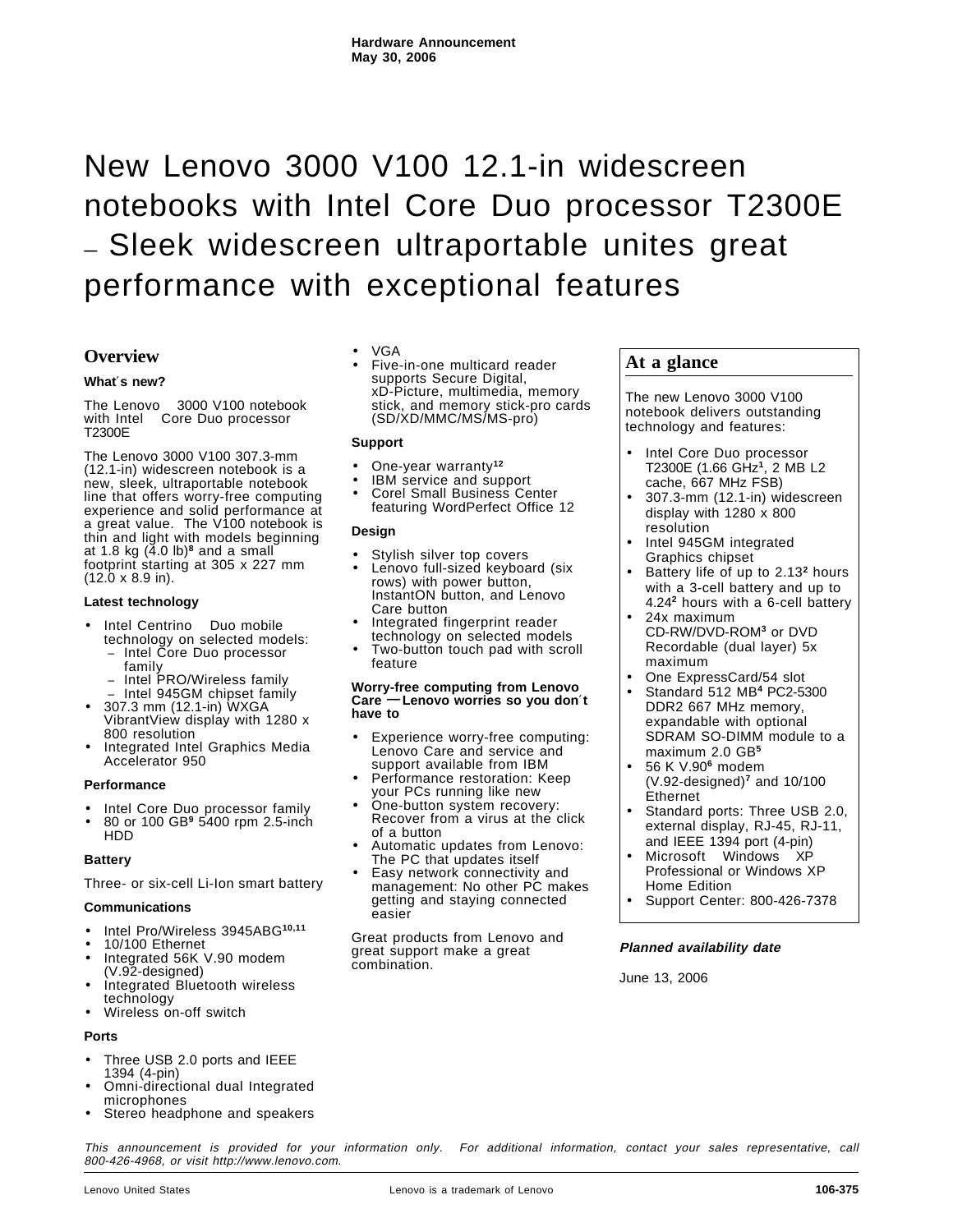**Hardware Announcement**
**May 30, 2006**

# New Lenovo 3000 V100 12.1-in widescreen notebooks with Intel Core Duo processor T2300E — Sleek widescreen ultraportable unites great performance with exceptional features

## Overview

**What′s new?**

The Lenovo 3000 V100 notebook with Intel Core Duo processor T2300E

The Lenovo 3000 V100 307.3-mm (12.1-in) widescreen notebook is a new, sleek, ultraportable notebook line that offers worry-free computing experience and solid performance at a great value. The V100 notebook is thin and light with models beginning at 1.8 kg (4.0 lb)[8] and a small footprint starting at 305 x 227 mm (12.0 x 8.9 in).

**Latest technology**

- Intel Centrino Duo mobile technology on selected models:
  - Intel Core Duo processor family
  - Intel PRO/Wireless family
  - Intel 945GM chipset family
- 307.3 mm (12.1-in) WXGA VibrantView display with 1280 x 800 resolution
- Integrated Intel Graphics Media Accelerator 950

**Performance**

- Intel Core Duo processor family
- 80 or 100 GB[9] 5400 rpm 2.5-inch HDD

**Battery**

Three- or six-cell Li-Ion smart battery

**Communications**

- Intel Pro/Wireless 3945ABG[10,11]
- 10/100 Ethernet
- Integrated 56K V.90 modem (V.92-designed)
- Integrated Bluetooth wireless technology
- Wireless on-off switch

**Ports**

- Three USB 2.0 ports and IEEE 1394 (4-pin)
- Omni-directional dual Integrated microphones
- Stereo headphone and speakers
- VGA
- Five-in-one multicard reader supports Secure Digital, xD-Picture, multimedia, memory stick, and memory stick-pro cards (SD/XD/MMC/MS/MS-pro)

**Support**

- One-year warranty[12]
- IBM service and support
- Corel Small Business Center featuring WordPerfect Office 12

**Design**

- Stylish silver top covers
- Lenovo full-sized keyboard (six rows) with power button, InstantON button, and Lenovo Care button
- Integrated fingerprint reader technology on selected models
- Two-button touch pad with scroll feature

**Worry-free computing from Lenovo Care — Lenovo worries so you don′t have to**

- Experience worry-free computing: Lenovo Care and service and support available from IBM
- Performance restoration: Keep your PCs running like new
- One-button system recovery: Recover from a virus at the click of a button
- Automatic updates from Lenovo: The PC that updates itself
- Easy network connectivity and management: No other PC makes getting and staying connected easier

Great products from Lenovo and great support make a great combination.

## At a glance

The new Lenovo 3000 V100 notebook delivers outstanding technology and features:

- Intel Core Duo processor T2300E (1.66 GHz[1], 2 MB L2 cache, 667 MHz FSB)
- 307.3-mm (12.1-in) widescreen display with 1280 x 800 resolution
- Intel 945GM integrated Graphics chipset
- Battery life of up to 2.13[2] hours with a 3-cell battery and up to 4.24[2] hours with a 6-cell battery
- 24x maximum CD-RW/DVD-ROM[3] or DVD Recordable (dual layer) 5x maximum
- One ExpressCard/54 slot
- Standard 512 MB[4] PC2-5300 DDR2 667 MHz memory, expandable with optional SDRAM SO-DIMM module to a maximum 2.0 GB[5]
- 56 K V.90[6] modem (V.92-designed)[7] and 10/100 Ethernet
- Standard ports: Three USB 2.0, external display, RJ-45, RJ-11, and IEEE 1394 port (4-pin)
- Microsoft Windows XP Professional or Windows XP Home Edition
- Support Center: 800-426-7378

***Planned availability date***

June 13, 2006

*This announcement is provided for your information only. For additional information, contact your sales representative, call 800-426-4968, or visit http://www.lenovo.com.*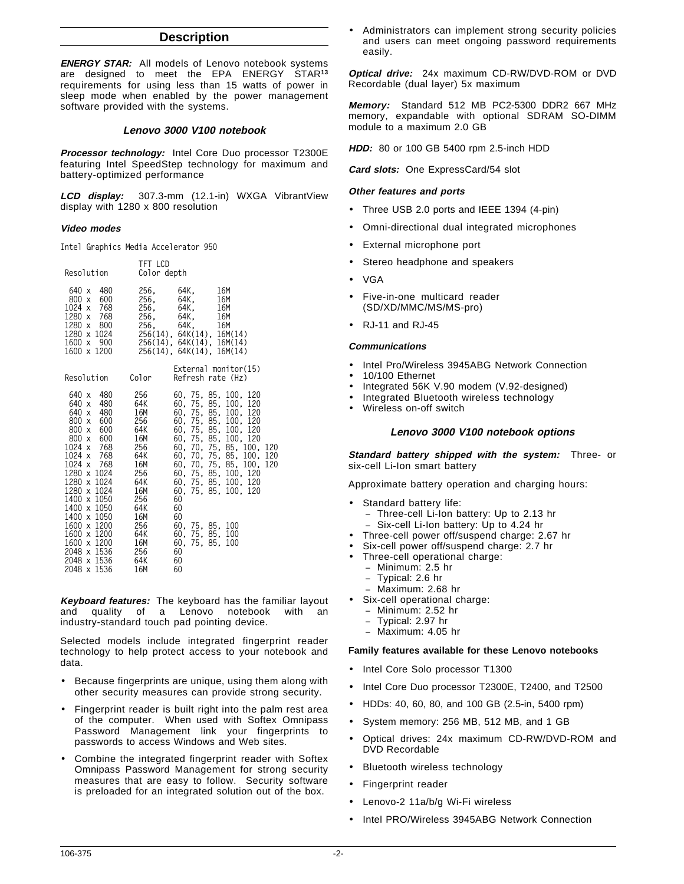## Description

***ENERGY STAR:*** All models of Lenovo notebook systems are designed to meet the EPA ENERGY STAR[13] requirements for using less than 15 watts of power in sleep mode when enabled by the power management software provided with the systems.

### *Lenovo 3000 V100 notebook*

***Processor technology:*** Intel Core Duo processor T2300E featuring Intel SpeedStep technology for maximum and battery-optimized performance

***LCD display:*** 307.3-mm (12.1-in) WXGA VibrantView display with 1280 x 800 resolution

***Video modes***

Intel Graphics Media Accelerator 950

| Resolution | TFT LCD Color depth |
|---|---|
| 640 x 480 | 256, 64K, 16M |
| 800 x 600 | 256, 64K, 16M |
| 1024 x 768 | 256, 64K, 16M |
| 1280 x 768 | 256, 64K, 16M |
| 1280 x 800 | 256, 64K, 16M |
| 1280 x 1024 | 256(14), 64K(14), 16M(14) |
| 1600 x 900 | 256(14), 64K(14), 16M(14) |
| 1600 x 1200 | 256(14), 64K(14), 16M(14) |

| Resolution | Color | External monitor(15) Refresh rate (Hz) |
|---|---|---|
| 640 x 480 | 256 | 60, 75, 85, 100, 120 |
| 640 x 480 | 64K | 60, 75, 85, 100, 120 |
| 640 x 480 | 16M | 60, 75, 85, 100, 120 |
| 800 x 600 | 256 | 60, 75, 85, 100, 120 |
| 800 x 600 | 64K | 60, 75, 85, 100, 120 |
| 800 x 600 | 16M | 60, 75, 85, 100, 120 |
| 1024 x 768 | 256 | 60, 70, 75, 85, 100, 120 |
| 1024 x 768 | 64K | 60, 70, 75, 85, 100, 120 |
| 1024 x 768 | 16M | 60, 70, 75, 85, 100, 120 |
| 1280 x 1024 | 256 | 60, 75, 85, 100, 120 |
| 1280 x 1024 | 64K | 60, 75, 85, 100, 120 |
| 1280 x 1024 | 16M | 60, 75, 85, 100, 120 |
| 1400 x 1050 | 256 | 60 |
| 1400 x 1050 | 64K | 60 |
| 1400 x 1050 | 16M | 60 |
| 1600 x 1200 | 256 | 60, 75, 85, 100 |
| 1600 x 1200 | 64K | 60, 75, 85, 100 |
| 1600 x 1200 | 16M | 60, 75, 85, 100 |
| 2048 x 1536 | 256 | 60 |
| 2048 x 1536 | 64K | 60 |
| 2048 x 1536 | 16M | 60 |

***Keyboard features:*** The keyboard has the familiar layout and quality of a Lenovo notebook with an industry-standard touch pad pointing device.

Selected models include integrated fingerprint reader technology to help protect access to your notebook and data.

- Because fingerprints are unique, using them along with other security measures can provide strong security.
- Fingerprint reader is built right into the palm rest area of the computer. When used with Softex Omnipass Password Management link your fingerprints to passwords to access Windows and Web sites.
- Combine the integrated fingerprint reader with Softex Omnipass Password Management for strong security measures that are easy to follow. Security software is preloaded for an integrated solution out of the box.
- Administrators can implement strong security policies and users can meet ongoing password requirements easily.

***Optical drive:*** 24x maximum CD-RW/DVD-ROM or DVD Recordable (dual layer) 5x maximum

***Memory:*** Standard 512 MB PC2-5300 DDR2 667 MHz memory, expandable with optional SDRAM SO-DIMM module to a maximum 2.0 GB

***HDD:*** 80 or 100 GB 5400 rpm 2.5-inch HDD

***Card slots:*** One ExpressCard/54 slot

***Other features and ports***

- Three USB 2.0 ports and IEEE 1394 (4-pin)
- Omni-directional dual integrated microphones
- External microphone port
- Stereo headphone and speakers
- VGA
- Five-in-one multicard reader (SD/XD/MMC/MS/MS-pro)
- RJ-11 and RJ-45

***Communications***

- Intel Pro/Wireless 3945ABG Network Connection
- 10/100 Ethernet
- Integrated 56K V.90 modem (V.92-designed)
- Integrated Bluetooth wireless technology
- Wireless on-off switch

### *Lenovo 3000 V100 notebook options*

***Standard battery shipped with the system:*** Three- or six-cell Li-Ion smart battery

Approximate battery operation and charging hours:

- Standard battery life:
  - Three-cell Li-Ion battery: Up to 2.13 hr
  - Six-cell Li-Ion battery: Up to 4.24 hr
- Three-cell power off/suspend charge: 2.67 hr
- Six-cell power off/suspend charge: 2.7 hr
- Three-cell operational charge:
  - Minimum: 2.5 hr
  - Typical: 2.6 hr
  - Maximum: 2.68 hr
- Six-cell operational charge:
  - Minimum: 2.52 hr
  - Typical: 2.97 hr
  - Maximum: 4.05 hr

**Family features available for these Lenovo notebooks**

- Intel Core Solo processor T1300
- Intel Core Duo processor T2300E, T2400, and T2500
- HDDs: 40, 60, 80, and 100 GB (2.5-in, 5400 rpm)
- System memory: 256 MB, 512 MB, and 1 GB
- Optical drives: 24x maximum CD-RW/DVD-ROM and DVD Recordable
- Bluetooth wireless technology
- Fingerprint reader
- Lenovo-2 11a/b/g Wi-Fi wireless
- Intel PRO/Wireless 3945ABG Network Connection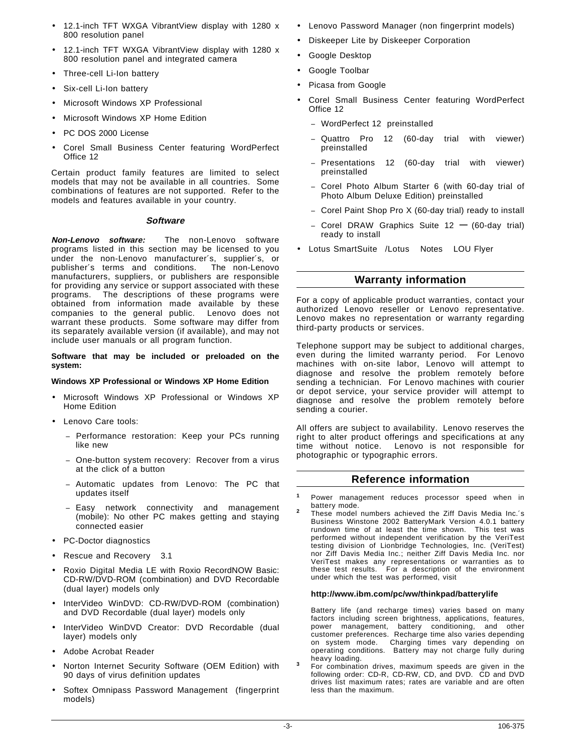- 12.1-inch TFT WXGA VibrantView display with 1280 x 800 resolution panel
- 12.1-inch TFT WXGA VibrantView display with 1280 x 800 resolution panel and integrated camera
- Three-cell Li-Ion battery
- Six-cell Li-Ion battery
- Microsoft Windows XP Professional
- Microsoft Windows XP Home Edition
- PC DOS 2000 License
- Corel Small Business Center featuring WordPerfect Office 12

Certain product family features are limited to select models that may not be available in all countries. Some combinations of features are not supported. Refer to the models and features available in your country.

### Software

***Non-Lenovo software:*** The non-Lenovo software programs listed in this section may be licensed to you under the non-Lenovo manufacturer´s, supplier´s, or publisher´s terms and conditions. The non-Lenovo manufacturers, suppliers, or publishers are responsible for providing any service or support associated with these programs. The descriptions of these programs were obtained from information made available by these companies to the general public. Lenovo does not warrant these products. Some software may differ from its separately available version (if available), and may not include user manuals or all program function.

**Software that may be included or preloaded on the system:**

**Windows XP Professional or Windows XP Home Edition**

- Microsoft Windows XP Professional or Windows XP Home Edition
- Lenovo Care tools:
  - Performance restoration: Keep your PCs running like new
  - One-button system recovery: Recover from a virus at the click of a button
  - Automatic updates from Lenovo: The PC that updates itself
  - Easy network connectivity and management (mobile): No other PC makes getting and staying connected easier
- PC-Doctor diagnostics
- Rescue and Recovery 3.1
- Roxio Digital Media LE with Roxio RecordNOW Basic: CD-RW/DVD-ROM (combination) and DVD Recordable (dual layer) models only
- InterVideo WinDVD: CD-RW/DVD-ROM (combination) and DVD Recordable (dual layer) models only
- InterVideo WinDVD Creator: DVD Recordable (dual layer) models only
- Adobe Acrobat Reader
- Norton Internet Security Software (OEM Edition) with 90 days of virus definition updates
- Softex Omnipass Password Management (fingerprint models)
- Lenovo Password Manager (non fingerprint models)
- Diskeeper Lite by Diskeeper Corporation
- Google Desktop
- Google Toolbar
- Picasa from Google
- Corel Small Business Center featuring WordPerfect Office 12
  - WordPerfect 12 preinstalled
  - Quattro Pro 12 (60-day trial with viewer) preinstalled
  - Presentations 12 (60-day trial with viewer) preinstalled
  - Corel Photo Album Starter 6 (with 60-day trial of Photo Album Deluxe Edition) preinstalled
  - Corel Paint Shop Pro X (60-day trial) ready to install
  - Corel DRAW Graphics Suite 12 — (60-day trial) ready to install
- Lotus SmartSuite /Lotus Notes LOU Flyer

## Warranty information

For a copy of applicable product warranties, contact your authorized Lenovo reseller or Lenovo representative. Lenovo makes no representation or warranty regarding third-party products or services.

Telephone support may be subject to additional charges, even during the limited warranty period. For Lenovo machines with on-site labor, Lenovo will attempt to diagnose and resolve the problem remotely before sending a technician. For Lenovo machines with courier or depot service, your service provider will attempt to diagnose and resolve the problem remotely before sending a courier.

All offers are subject to availability. Lenovo reserves the right to alter product offerings and specifications at any time without notice. Lenovo is not responsible for photographic or typographic errors.

## Reference information

[1] Power management reduces processor speed when in battery mode.

[2] These model numbers achieved the Ziff Davis Media Inc.´s Business Winstone 2002 BatteryMark Version 4.0.1 battery rundown time of at least the time shown. This test was performed without independent verification by the VeriTest testing division of Lionbridge Technologies, Inc. (VeriTest) nor Ziff Davis Media Inc.; neither Ziff Davis Media Inc. nor VeriTest makes any representations or warranties as to these test results. For a description of the environment under which the test was performed, visit

**http://www.ibm.com/pc/ww/thinkpad/batterylife**

Battery life (and recharge times) varies based on many factors including screen brightness, applications, features, power management, battery conditioning, and other customer preferences. Recharge time also varies depending on system mode. Charging times vary depending on operating conditions. Battery may not charge fully during heavy loading.

[3] For combination drives, maximum speeds are given in the following order: CD-R, CD-RW, CD, and DVD. CD and DVD drives list maximum rates; rates are variable and are often less than the maximum.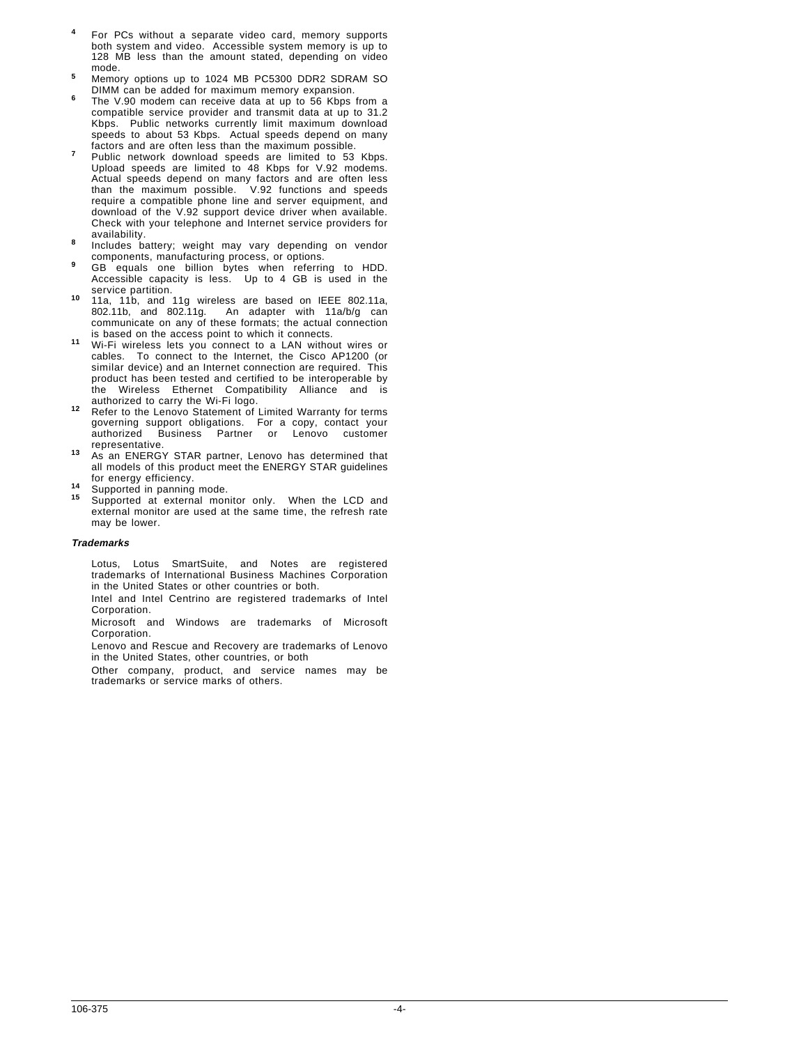[4] For PCs without a separate video card, memory supports both system and video. Accessible system memory is up to 128 MB less than the amount stated, depending on video mode.

[5] Memory options up to 1024 MB PC5300 DDR2 SDRAM SO DIMM can be added for maximum memory expansion.

[6] The V.90 modem can receive data at up to 56 Kbps from a compatible service provider and transmit data at up to 31.2 Kbps. Public networks currently limit maximum download speeds to about 53 Kbps. Actual speeds depend on many factors and are often less than the maximum possible.

[7] Public network download speeds are limited to 53 Kbps. Upload speeds are limited to 48 Kbps for V.92 modems. Actual speeds depend on many factors and are often less than the maximum possible. V.92 functions and speeds require a compatible phone line and server equipment, and download of the V.92 support device driver when available. Check with your telephone and Internet service providers for availability.

[8] Includes battery; weight may vary depending on vendor components, manufacturing process, or options.

[9] GB equals one billion bytes when referring to HDD. Accessible capacity is less. Up to 4 GB is used in the service partition.

[10] 11a, 11b, and 11g wireless are based on IEEE 802.11a, 802.11b, and 802.11g. An adapter with 11a/b/g can communicate on any of these formats; the actual connection is based on the access point to which it connects.

[11] Wi-Fi wireless lets you connect to a LAN without wires or cables. To connect to the Internet, the Cisco AP1200 (or similar device) and an Internet connection are required. This product has been tested and certified to be interoperable by the Wireless Ethernet Compatibility Alliance and is authorized to carry the Wi-Fi logo.

[12] Refer to the Lenovo Statement of Limited Warranty for terms governing support obligations. For a copy, contact your authorized Business Partner or Lenovo customer representative.

[13] As an ENERGY STAR partner, Lenovo has determined that all models of this product meet the ENERGY STAR guidelines for energy efficiency.

[14] Supported in panning mode.

[15] Supported at external monitor only. When the LCD and external monitor are used at the same time, the refresh rate may be lower.

***Trademarks***

Lotus, Lotus SmartSuite, and Notes are registered trademarks of International Business Machines Corporation in the United States or other countries or both.

Intel and Intel Centrino are registered trademarks of Intel Corporation.

Microsoft and Windows are trademarks of Microsoft Corporation.

Lenovo and Rescue and Recovery are trademarks of Lenovo in the United States, other countries, or both

Other company, product, and service names may be trademarks or service marks of others.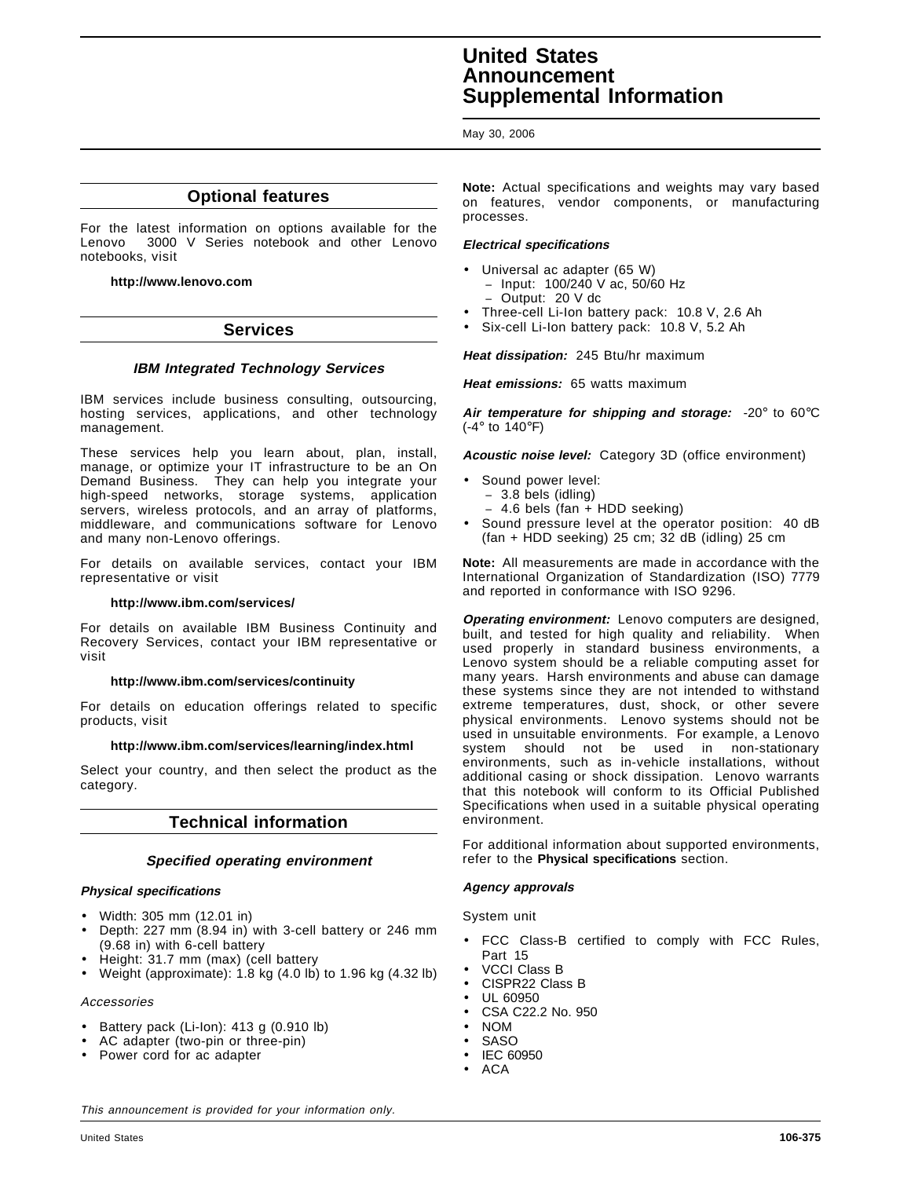## Optional features

For the latest information on options available for the Lenovo 3000 V Series notebook and other Lenovo notebooks, visit

**http://www.lenovo.com**

## Services

### *IBM Integrated Technology Services*

IBM services include business consulting, outsourcing, hosting services, applications, and other technology management.

These services help you learn about, plan, install, manage, or optimize your IT infrastructure to be an On Demand Business. They can help you integrate your high-speed networks, storage systems, application servers, wireless protocols, and an array of platforms, middleware, and communications software for Lenovo and many non-Lenovo offerings.

For details on available services, contact your IBM representative or visit

**http://www.ibm.com/services/**

For details on available IBM Business Continuity and Recovery Services, contact your IBM representative or visit

**http://www.ibm.com/services/continuity**

For details on education offerings related to specific products, visit

**http://www.ibm.com/services/learning/index.html**

Select your country, and then select the product as the category.

## Technical information

### *Specified operating environment*

***Physical specifications***

- Width: 305 mm (12.01 in)
- Depth: 227 mm (8.94 in) with 3-cell battery or 246 mm (9.68 in) with 6-cell battery
- Height: 31.7 mm (max) (cell battery
- Weight (approximate): 1.8 kg (4.0 lb) to 1.96 kg (4.32 lb)

*Accessories*

- Battery pack (Li-Ion): 413 g (0.910 lb)
- AC adapter (two-pin or three-pin)
- Power cord for ac adapter

**Note:** Actual specifications and weights may vary based on features, vendor components, or manufacturing processes.

***Electrical specifications***

- Universal ac adapter (65 W)
  - Input: 100/240 V ac, 50/60 Hz
  - Output: 20 V dc
- Three-cell Li-Ion battery pack: 10.8 V, 2.6 Ah
- Six-cell Li-Ion battery pack: 10.8 V, 5.2 Ah

***Heat dissipation:*** 245 Btu/hr maximum

***Heat emissions:*** 65 watts maximum

***Air temperature for shipping and storage:*** -20° to 60°C (-4° to 140°F)

***Acoustic noise level:*** Category 3D (office environment)

- Sound power level:
  - 3.8 bels (idling)
  - 4.6 bels (fan + HDD seeking)
- Sound pressure level at the operator position: 40 dB (fan + HDD seeking) 25 cm; 32 dB (idling) 25 cm

**Note:** All measurements are made in accordance with the International Organization of Standardization (ISO) 7779 and reported in conformance with ISO 9296.

***Operating environment:*** Lenovo computers are designed, built, and tested for high quality and reliability. When used properly in standard business environments, a Lenovo system should be a reliable computing asset for many years. Harsh environments and abuse can damage these systems since they are not intended to withstand extreme temperatures, dust, shock, or other severe physical environments. Lenovo systems should not be used in unsuitable environments. For example, a Lenovo system should not be used in non-stationary environments, such as in-vehicle installations, without additional casing or shock dissipation. Lenovo warrants that this notebook will conform to its Official Published Specifications when used in a suitable physical operating environment.

For additional information about supported environments, refer to the **Physical specifications** section.

***Agency approvals***

System unit

- FCC Class-B certified to comply with FCC Rules, Part 15
- VCCI Class B
- CISPR22 Class B
- UL 60950
- CSA C22.2 No. 950
- NOM
- SASO
- IEC 60950
- ACA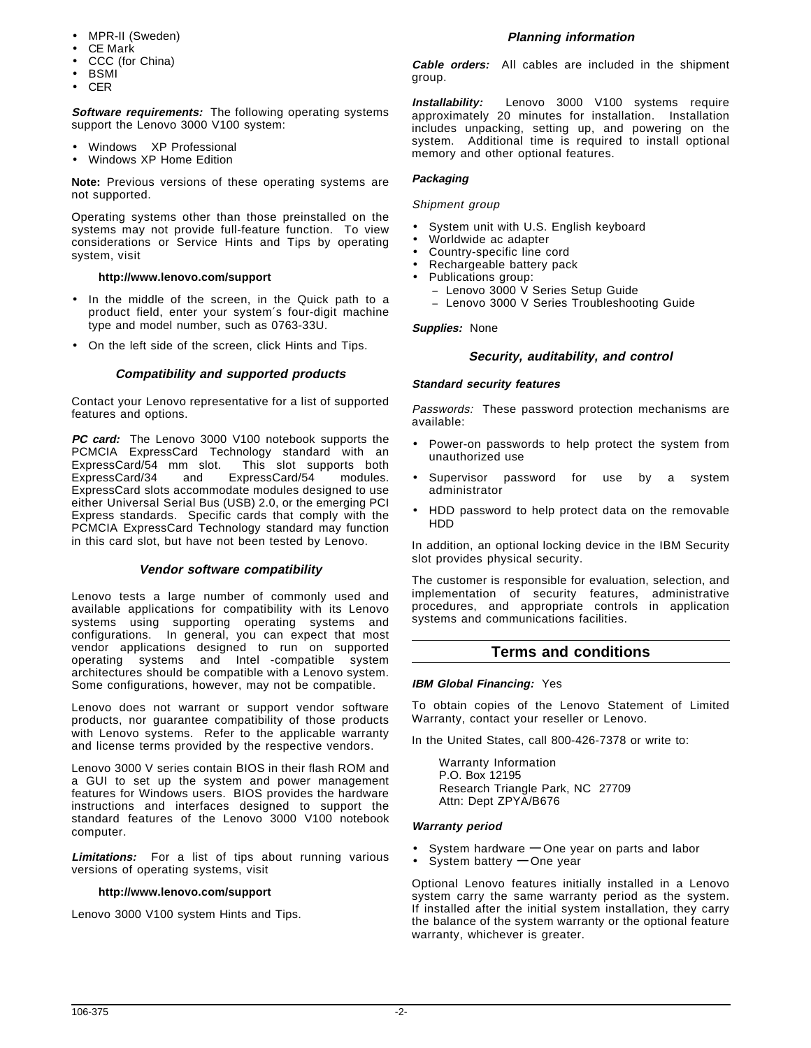- MPR-II (Sweden)
- CE Mark
- CCC (for China)
- BSMI
- CER

***Software requirements:*** The following operating systems support the Lenovo 3000 V100 system:

- Windows XP Professional
- Windows XP Home Edition

**Note:** Previous versions of these operating systems are not supported.

Operating systems other than those preinstalled on the systems may not provide full-feature function. To view considerations or Service Hints and Tips by operating system, visit

**http://www.lenovo.com/support**

- In the middle of the screen, in the Quick path to a product field, enter your system´s four-digit machine type and model number, such as 0763-33U.
- On the left side of the screen, click Hints and Tips.

### *Compatibility and supported products*

Contact your Lenovo representative for a list of supported features and options.

***PC card:*** The Lenovo 3000 V100 notebook supports the PCMCIA ExpressCard Technology standard with an ExpressCard/54 mm slot. This slot supports both ExpressCard/34 and ExpressCard/54 modules. ExpressCard slots accommodate modules designed to use either Universal Serial Bus (USB) 2.0, or the emerging PCI Express standards. Specific cards that comply with the PCMCIA ExpressCard Technology standard may function in this card slot, but have not been tested by Lenovo.

### *Vendor software compatibility*

Lenovo tests a large number of commonly used and available applications for compatibility with its Lenovo systems using supporting operating systems and configurations. In general, you can expect that most vendor applications designed to run on supported operating systems and Intel -compatible system architectures should be compatible with a Lenovo system. Some configurations, however, may not be compatible.

Lenovo does not warrant or support vendor software products, nor guarantee compatibility of those products with Lenovo systems. Refer to the applicable warranty and license terms provided by the respective vendors.

Lenovo 3000 V series contain BIOS in their flash ROM and a GUI to set up the system and power management features for Windows users. BIOS provides the hardware instructions and interfaces designed to support the standard features of the Lenovo 3000 V100 notebook computer.

***Limitations:*** For a list of tips about running various versions of operating systems, visit

**http://www.lenovo.com/support**

Lenovo 3000 V100 system Hints and Tips.

### *Planning information*

***Cable orders:*** All cables are included in the shipment group.

***Installability:*** Lenovo 3000 V100 systems require approximately 20 minutes for installation. Installation includes unpacking, setting up, and powering on the system. Additional time is required to install optional memory and other optional features.

#### *Packaging*

*Shipment group*

- System unit with U.S. English keyboard
- Worldwide ac adapter
- Country-specific line cord
- Rechargeable battery pack
- Publications group:
  - Lenovo 3000 V Series Setup Guide
  - Lenovo 3000 V Series Troubleshooting Guide

***Supplies:*** None

### *Security, auditability, and control*

#### *Standard security features*

*Passwords:* These password protection mechanisms are available:

- Power-on passwords to help protect the system from unauthorized use
- Supervisor password for use by a system administrator
- HDD password to help protect data on the removable HDD

In addition, an optional locking device in the IBM Security slot provides physical security.

The customer is responsible for evaluation, selection, and implementation of security features, administrative procedures, and appropriate controls in application systems and communications facilities.

## Terms and conditions

***IBM Global Financing:*** Yes

To obtain copies of the Lenovo Statement of Limited Warranty, contact your reseller or Lenovo.

In the United States, call 800-426-7378 or write to:

Warranty Information
P.O. Box 12195
Research Triangle Park, NC 27709
Attn: Dept ZPYA/B676

#### *Warranty period*

- System hardware — One year on parts and labor
- System battery — One year

Optional Lenovo features initially installed in a Lenovo system carry the same warranty period as the system. If installed after the initial system installation, they carry the balance of the system warranty or the optional feature warranty, whichever is greater.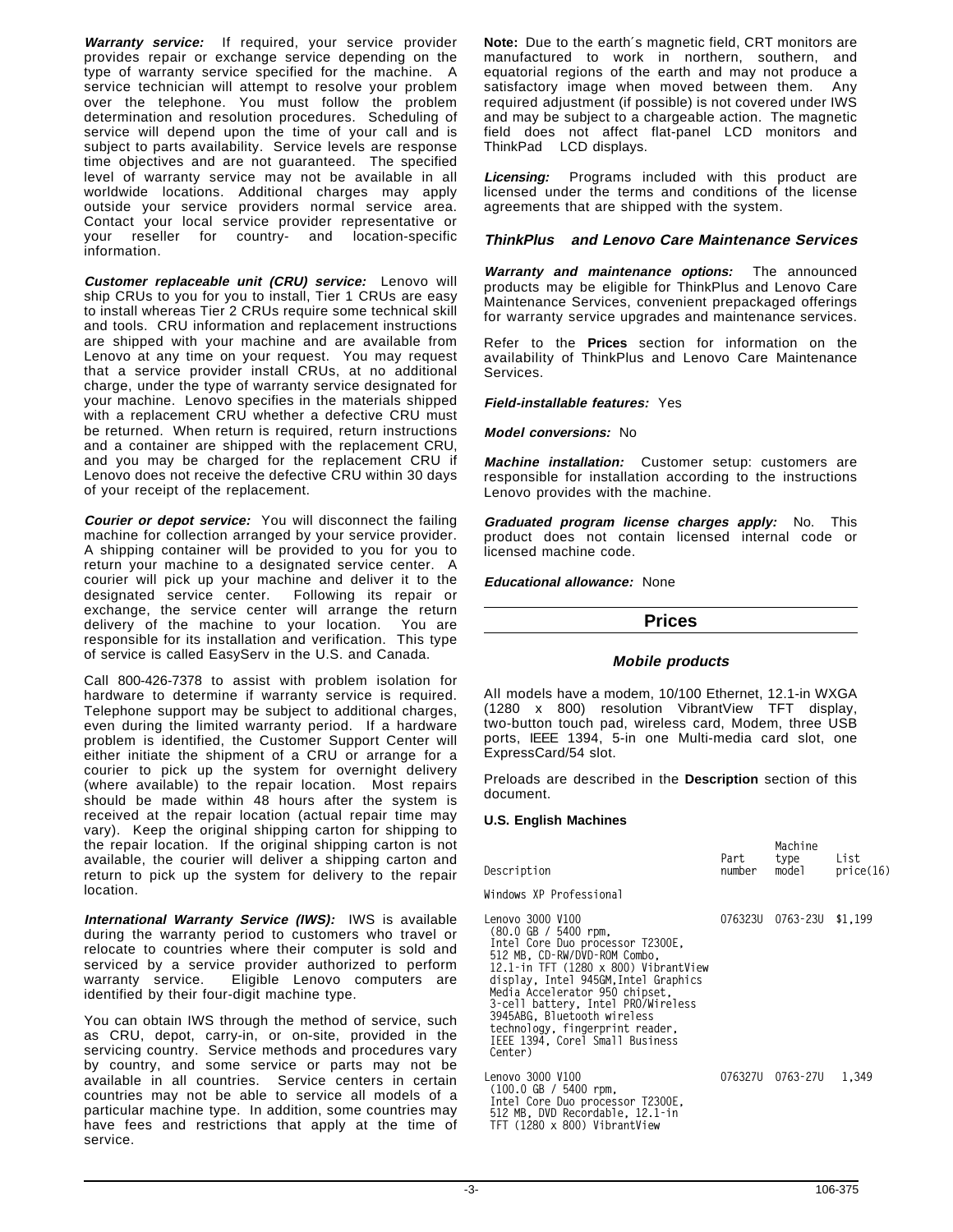***Warranty service:*** If required, your service provider provides repair or exchange service depending on the type of warranty service specified for the machine. A service technician will attempt to resolve your problem over the telephone. You must follow the problem determination and resolution procedures. Scheduling of service will depend upon the time of your call and is subject to parts availability. Service levels are response time objectives and are not guaranteed. The specified level of warranty service may not be available in all worldwide locations. Additional charges may apply outside your service providers normal service area. Contact your local service provider representative or your reseller for country- and location-specific information.

***Customer replaceable unit (CRU) service:*** Lenovo will ship CRUs to you for you to install, Tier 1 CRUs are easy to install whereas Tier 2 CRUs require some technical skill and tools. CRU information and replacement instructions are shipped with your machine and are available from Lenovo at any time on your request. You may request that a service provider install CRUs, at no additional charge, under the type of warranty service designated for your machine. Lenovo specifies in the materials shipped with a replacement CRU whether a defective CRU must be returned. When return is required, return instructions and a container are shipped with the replacement CRU, and you may be charged for the replacement CRU if Lenovo does not receive the defective CRU within 30 days of your receipt of the replacement.

***Courier or depot service:*** You will disconnect the failing machine for collection arranged by your service provider. A shipping container will be provided to you for you to return your machine to a designated service center. A courier will pick up your machine and deliver it to the designated service center. Following its repair or exchange, the service center will arrange the return delivery of the machine to your location. You are responsible for its installation and verification. This type of service is called EasyServ in the U.S. and Canada.

Call 800-426-7378 to assist with problem isolation for hardware to determine if warranty service is required. Telephone support may be subject to additional charges, even during the limited warranty period. If a hardware problem is identified, the Customer Support Center will either initiate the shipment of a CRU or arrange for a courier to pick up the system for overnight delivery (where available) to the repair location. Most repairs should be made within 48 hours after the system is received at the repair location (actual repair time may vary). Keep the original shipping carton for shipping to the repair location. If the original shipping carton is not available, the courier will deliver a shipping carton and return to pick up the system for delivery to the repair location.

***International Warranty Service (IWS):*** IWS is available during the warranty period to customers who travel or relocate to countries where their computer is sold and serviced by a service provider authorized to perform warranty service. Eligible Lenovo computers are identified by their four-digit machine type.

You can obtain IWS through the method of service, such as CRU, depot, carry-in, or on-site, provided in the servicing country. Service methods and procedures vary by country, and some service or parts may not be available in all countries. Service centers in certain countries may not be able to service all models of a particular machine type. In addition, some countries may have fees and restrictions that apply at the time of service.

**Note:** Due to the earth´s magnetic field, CRT monitors are manufactured to work in northern, southern, and equatorial regions of the earth and may not produce a satisfactory image when moved between them. Any required adjustment (if possible) is not covered under IWS and may be subject to a chargeable action. The magnetic field does not affect flat-panel LCD monitors and ThinkPad LCD displays.

***Licensing:*** Programs included with this product are licensed under the terms and conditions of the license agreements that are shipped with the system.

### *ThinkPlus and Lenovo Care Maintenance Services*

***Warranty and maintenance options:*** The announced products may be eligible for ThinkPlus and Lenovo Care Maintenance Services, convenient prepackaged offerings for warranty service upgrades and maintenance services.

Refer to the **Prices** section for information on the availability of ThinkPlus and Lenovo Care Maintenance Services.

***Field-installable features:*** Yes

***Model conversions:*** No

***Machine installation:*** Customer setup: customers are responsible for installation according to the instructions Lenovo provides with the machine.

***Graduated program license charges apply:*** No. This product does not contain licensed internal code or licensed machine code.

***Educational allowance:*** None

## Prices

### *Mobile products*

All models have a modem, 10/100 Ethernet, 12.1-in WXGA (1280 x 800) resolution VibrantView TFT display, two-button touch pad, wireless card, Modem, three USB ports, IEEE 1394, 5-in one Multi-media card slot, one ExpressCard/54 slot.

Preloads are described in the **Description** section of this document.

**U.S. English Machines**

| Description | Part number | Machine type model | List price(16) |
|---|---|---|---|
| Windows XP Professional | | | |
| Lenovo 3000 V100 (80.0 GB / 5400 rpm, Intel Core Duo processor T2300E, 512 MB, CD-RW/DVD-ROM Combo, 12.1-in TFT (1280 x 800) VibrantView display, Intel 945GM,Intel Graphics Media Accelerator 950 chipset, 3-cell battery, Intel PRO/Wireless 3945ABG, Bluetooth wireless technology, fingerprint reader, IEEE 1394, Corel Small Business Center) | 076323U | 0763-23U | $1,199 |
| Lenovo 3000 V100 (100.0 GB / 5400 rpm, Intel Core Duo processor T2300E, 512 MB, DVD Recordable, 12.1-in TFT (1280 x 800) VibrantView | 076327U | 0763-27U | 1,349 |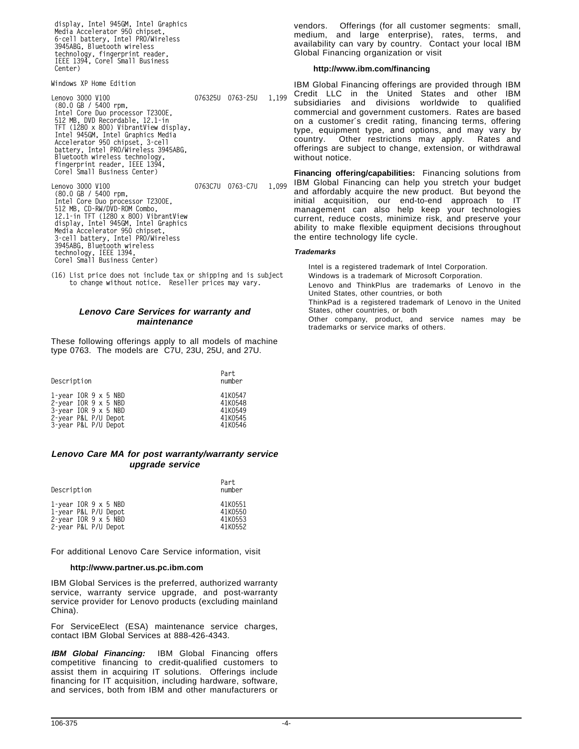display, Intel 945GM, Intel Graphics Media Accelerator 950 chipset, 6-cell battery, Intel PRO/Wireless 3945ABG, Bluetooth wireless technology, fingerprint reader, IEEE 1394, Corel Small Business Center)

Windows XP Home Edition

| | | | |
|---|---|---|---|
| Lenovo 3000 V100 (80.0 GB / 5400 rpm, Intel Core Duo processor T2300E, 512 MB, DVD Recordable, 12.1-in TFT (1280 x 800) VibrantView display, Intel 945GM, Intel Graphics Media Accelerator 950 chipset, 3-cell battery, Intel PRO/Wireless 3945ABG, Bluetooth wireless technology, fingerprint reader, IEEE 1394, Corel Small Business Center) | 076325U | 0763-25U | 1,199 |
| Lenovo 3000 V100 (80.0 GB / 5400 rpm, Intel Core Duo processor T2300E, 512 MB, CD-RW/DVD-ROM Combo, 12.1-in TFT (1280 x 800) VibrantView display, Intel 945GM, Intel Graphics Media Accelerator 950 chipset, 3-cell battery, Intel PRO/Wireless 3945ABG, Bluetooth wireless technology, IEEE 1394, Corel Small Business Center) | 0763C7U | 0763-C7U | 1,099 |

(16) List price does not include tax or shipping and is subject to change without notice. Reseller prices may vary.

## *Lenovo Care Services for warranty and maintenance*

These following offerings apply to all models of machine type 0763. The models are C7U, 23U, 25U, and 27U.

| Description | Part number |
|---|---|
| 1-year IOR 9 x 5 NBD | 41K0547 |
| 2-year IOR 9 x 5 NBD | 41K0548 |
| 3-year IOR 9 x 5 NBD | 41K0549 |
| 2-year P&L P/U Depot | 41K0545 |
| 3-year P&L P/U Depot | 41K0546 |

## *Lenovo Care MA for post warranty/warranty service upgrade service*

| Description | Part number |
|---|---|
| 1-year IOR 9 x 5 NBD | 41K0551 |
| 1-year P&L P/U Depot | 41K0550 |
| 2-year IOR 9 x 5 NBD | 41K0553 |
| 2-year P&L P/U Depot | 41K0552 |

For additional Lenovo Care Service information, visit

**http://www.partner.us.pc.ibm.com**

IBM Global Services is the preferred, authorized warranty service, warranty service upgrade, and post-warranty service provider for Lenovo products (excluding mainland China).

For ServiceElect (ESA) maintenance service charges, contact IBM Global Services at 888-426-4343.

***IBM Global Financing:*** IBM Global Financing offers competitive financing to credit-qualified customers to assist them in acquiring IT solutions. Offerings include financing for IT acquisition, including hardware, software, and services, both from IBM and other manufacturers or vendors. Offerings (for all customer segments: small, medium, and large enterprise), rates, terms, and availability can vary by country. Contact your local IBM Global Financing organization or visit

**http://www.ibm.com/financing**

IBM Global Financing offerings are provided through IBM Credit LLC in the United States and other IBM subsidiaries and divisions worldwide to qualified commercial and government customers. Rates are based on a customer's credit rating, financing terms, offering type, equipment type, and options, and may vary by country. Other restrictions may apply. Rates and offerings are subject to change, extension, or withdrawal without notice.

**Financing offering/capabilities:** Financing solutions from IBM Global Financing can help you stretch your budget and affordably acquire the new product. But beyond the initial acquisition, our end-to-end approach to IT management can also help keep your technologies current, reduce costs, minimize risk, and preserve your ability to make flexible equipment decisions throughout the entire technology life cycle.

***Trademarks***

Intel is a registered trademark of Intel Corporation.

Windows is a trademark of Microsoft Corporation.

Lenovo and ThinkPlus are trademarks of Lenovo in the United States, other countries, or both

ThinkPad is a registered trademark of Lenovo in the United States, other countries, or both

Other company, product, and service names may be trademarks or service marks of others.